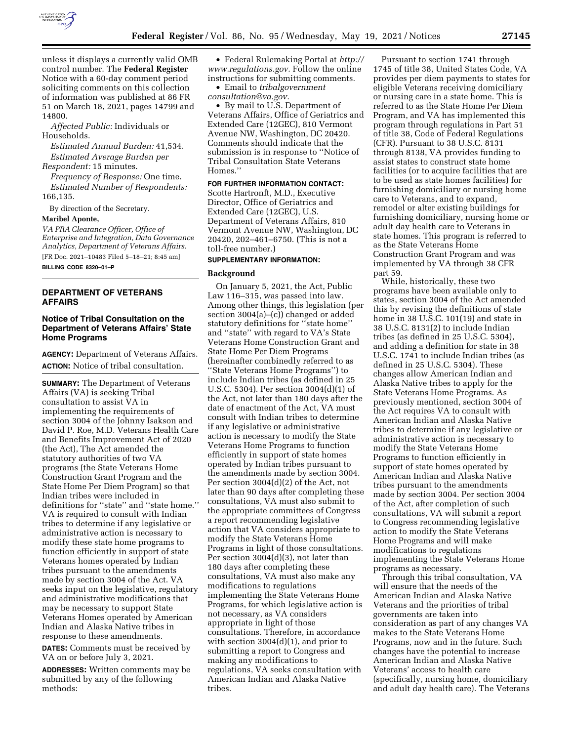unless it displays a currently valid OMB control number. The **Federal Register** Notice with a 60-day comment period soliciting comments on this collection of information was published at 86 FR 51 on March 18, 2021, pages 14799 and 14800.

*Affected Public:* Individuals or Households.

*Estimated Annual Burden:* 41,534.

*Estimated Average Burden per Respondent:* 15 minutes.

*Frequency of Response:* One time.

*Estimated Number of Respondents:* 166,135.

By direction of the Secretary.

**Maribel Aponte,**

*VA PRA Clearance Officer, Office of Enterprise and Integration, Data Governance Analytics, Department of Veterans Affairs.*

[FR Doc. 2021–10483 Filed 5–18–21; 8:45 am]

**BILLING CODE 8320–01–P**

## DEPARTMENT OF VETERANS AFFAIRS

### Notice of Tribal Consultation on the Department of Veterans Affairs' State Home Programs

**AGENCY:** Department of Veterans Affairs.

**ACTION:** Notice of tribal consultation.

**SUMMARY:** The Department of Veterans Affairs (VA) is seeking Tribal consultation to assist VA in implementing the requirements of section 3004 of the Johnny Isakson and David P. Roe, M.D. Veterans Health Care and Benefits Improvement Act of 2020 (the Act), The Act amended the statutory authorities of two VA programs (the State Veterans Home Construction Grant Program and the State Home Per Diem Program) so that Indian tribes were included in definitions for ''state'' and ''state home.'' VA is required to consult with Indian tribes to determine if any legislative or administrative action is necessary to modify these state home programs to function efficiently in support of state Veterans homes operated by Indian tribes pursuant to the amendments made by section 3004 of the Act. VA seeks input on the legislative, regulatory and administrative modifications that may be necessary to support State Veterans Homes operated by American Indian and Alaska Native tribes in response to these amendments.

**DATES:** Comments must be received by VA on or before July 3, 2021.

**ADDRESSES:** Written comments may be submitted by any of the following methods:

- Federal Rulemaking Portal at *http://www.regulations.gov.* Follow the online instructions for submitting comments.
- Email to *tribalgovernment consultation@va.gov.*
- By mail to U.S. Department of Veterans Affairs, Office of Geriatrics and Extended Care (12GEC), 810 Vermont Avenue NW, Washington, DC 20420. Comments should indicate that the submission is in response to ''Notice of Tribal Consultation State Veterans Homes.''

**FOR FURTHER INFORMATION CONTACT:** Scotte Hartronft, M.D., Executive Director, Office of Geriatrics and Extended Care (12GEC), U.S. Department of Veterans Affairs, 810 Vermont Avenue NW, Washington, DC 20420, 202–461–6750. (This is not a toll-free number.)

**SUPPLEMENTARY INFORMATION:**

### Background

On January 5, 2021, the Act, Public Law 116–315, was passed into law. Among other things, this legislation (per section 3004(a)–(c)) changed or added statutory definitions for ''state home'' and ''state'' with regard to VA's State Veterans Home Construction Grant and State Home Per Diem Programs (hereinafter combinedly referred to as ''State Veterans Home Programs'') to include Indian tribes (as defined in 25 U.S.C. 5304). Per section 3004(d)(1) of the Act, not later than 180 days after the date of enactment of the Act, VA must consult with Indian tribes to determine if any legislative or administrative action is necessary to modify the State Veterans Home Programs to function efficiently in support of state homes operated by Indian tribes pursuant to the amendments made by section 3004. Per section 3004(d)(2) of the Act, not later than 90 days after completing these consultations, VA must also submit to the appropriate committees of Congress a report recommending legislative action that VA considers appropriate to modify the State Veterans Home Programs in light of those consultations. Per section 3004(d)(3), not later than 180 days after completing these consultations, VA must also make any modifications to regulations implementing the State Veterans Home Programs, for which legislative action is not necessary, as VA considers appropriate in light of those consultations. Therefore, in accordance with section 3004(d)(1), and prior to submitting a report to Congress and making any modifications to regulations, VA seeks consultation with American Indian and Alaska Native tribes.

Pursuant to section 1741 through 1745 of title 38, United States Code, VA provides per diem payments to states for eligible Veterans receiving domiciliary or nursing care in a state home. This is referred to as the State Home Per Diem Program, and VA has implemented this program through regulations in Part 51 of title 38, Code of Federal Regulations (CFR). Pursuant to 38 U.S.C. 8131 through 8138, VA provides funding to assist states to construct state home facilities (or to acquire facilities that are to be used as state homes facilities) for furnishing domiciliary or nursing home care to Veterans, and to expand, remodel or alter existing buildings for furnishing domiciliary, nursing home or adult day health care to Veterans in state homes. This program is referred to as the State Veterans Home Construction Grant Program and was implemented by VA through 38 CFR part 59.

While, historically, these two programs have been available only to states, section 3004 of the Act amended this by revising the definitions of state home in 38 U.S.C. 101(19) and state in 38 U.S.C. 8131(2) to include Indian tribes (as defined in 25 U.S.C. 5304), and adding a definition for state in 38 U.S.C. 1741 to include Indian tribes (as defined in 25 U.S.C. 5304). These changes allow American Indian and Alaska Native tribes to apply for the State Veterans Home Programs. As previously mentioned, section 3004 of the Act requires VA to consult with American Indian and Alaska Native tribes to determine if any legislative or administrative action is necessary to modify the State Veterans Home Programs to function efficiently in support of state homes operated by American Indian and Alaska Native tribes pursuant to the amendments made by section 3004. Per section 3004 of the Act, after completion of such consultations, VA will submit a report to Congress recommending legislative action to modify the State Veterans Home Programs and will make modifications to regulations implementing the State Veterans Home programs as necessary.

Through this tribal consultation, VA will ensure that the needs of the American Indian and Alaska Native Veterans and the priorities of tribal governments are taken into consideration as part of any changes VA makes to the State Veterans Home Programs, now and in the future. Such changes have the potential to increase American Indian and Alaska Native Veterans' access to health care (specifically, nursing home, domiciliary and adult day health care). The Veterans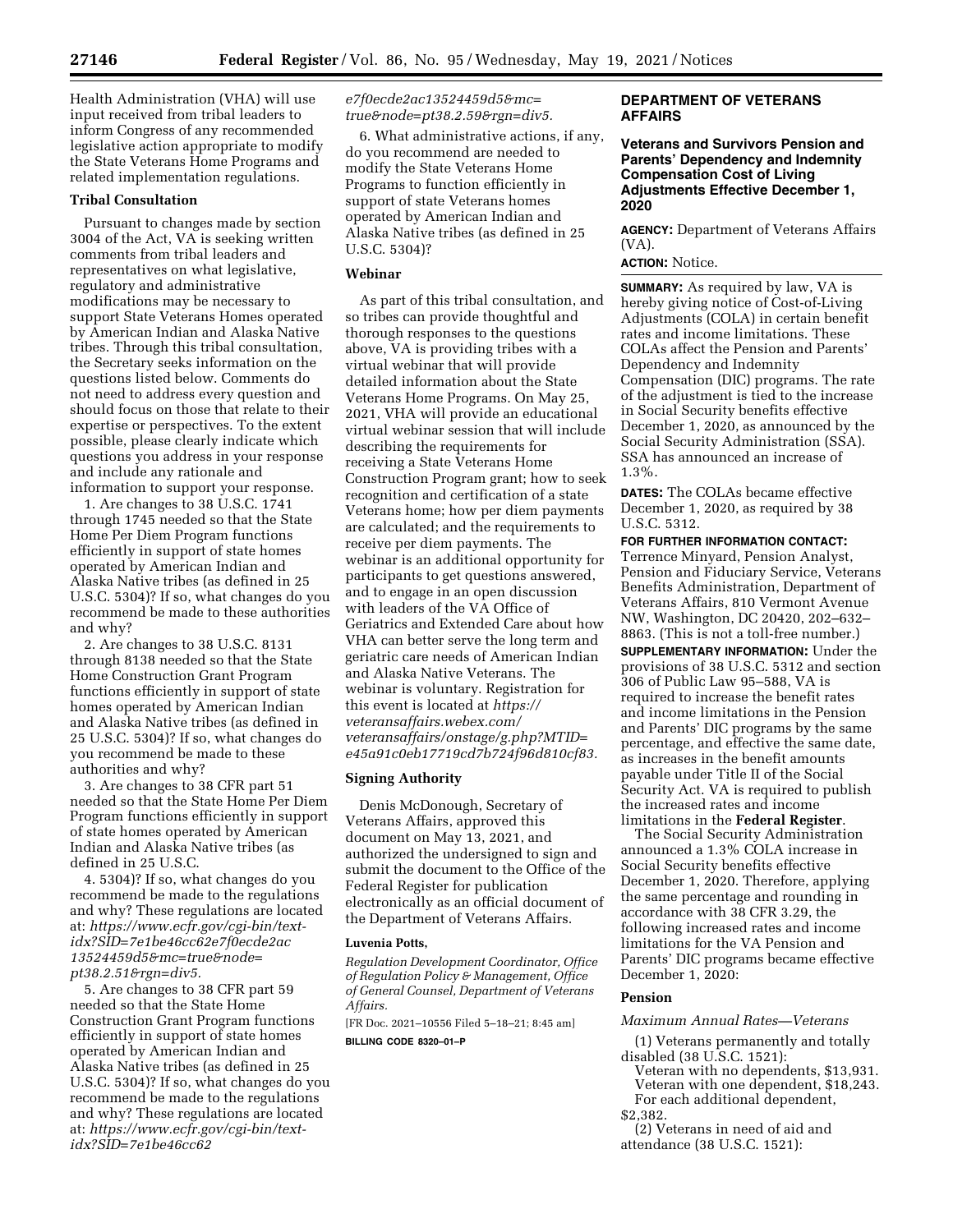Health Administration (VHA) will use input received from tribal leaders to inform Congress of any recommended legislative action appropriate to modify the State Veterans Home Programs and related implementation regulations.

## Tribal Consultation

Pursuant to changes made by section 3004 of the Act, VA is seeking written comments from tribal leaders and representatives on what legislative, regulatory and administrative modifications may be necessary to support State Veterans Homes operated by American Indian and Alaska Native tribes. Through this tribal consultation, the Secretary seeks information on the questions listed below. Comments do not need to address every question and should focus on those that relate to their expertise or perspectives. To the extent possible, please clearly indicate which questions you address in your response and include any rationale and information to support your response.

1. Are changes to 38 U.S.C. 1741 through 1745 needed so that the State Home Per Diem Program functions efficiently in support of state homes operated by American Indian and Alaska Native tribes (as defined in 25 U.S.C. 5304)? If so, what changes do you recommend be made to these authorities and why?

2. Are changes to 38 U.S.C. 8131 through 8138 needed so that the State Home Construction Grant Program functions efficiently in support of state homes operated by American Indian and Alaska Native tribes (as defined in 25 U.S.C. 5304)? If so, what changes do you recommend be made to these authorities and why?

3. Are changes to 38 CFR part 51 needed so that the State Home Per Diem Program functions efficiently in support of state homes operated by American Indian and Alaska Native tribes (as defined in 25 U.S.C.

4. 5304)? If so, what changes do you recommend be made to the regulations and why? These regulations are located at: *https://www.ecfr.gov/cgi-bin/text-idx?SID=7e1be46cc62e7f0ecde2ac13524459d5&mc=true&node=pt38.2.51&rgn=div5.*

5. Are changes to 38 CFR part 59 needed so that the State Home Construction Grant Program functions efficiently in support of state homes operated by American Indian and Alaska Native tribes (as defined in 25 U.S.C. 5304)? If so, what changes do you recommend be made to the regulations and why? These regulations are located at: *https://www.ecfr.gov/cgi-bin/text-idx?SID=7e1be46cc62e7f0ecde2ac13524459d5&mc=true&node=pt38.2.59&rgn=div5.*

6. What administrative actions, if any, do you recommend are needed to modify the State Veterans Home Programs to function efficiently in support of state Veterans homes operated by American Indian and Alaska Native tribes (as defined in 25 U.S.C. 5304)?

## Webinar

As part of this tribal consultation, and so tribes can provide thoughtful and thorough responses to the questions above, VA is providing tribes with a virtual webinar that will provide detailed information about the State Veterans Home Programs. On May 25, 2021, VHA will provide an educational virtual webinar session that will include describing the requirements for receiving a State Veterans Home Construction Program grant; how to seek recognition and certification of a state Veterans home; how per diem payments are calculated; and the requirements to receive per diem payments. The webinar is an additional opportunity for participants to get questions answered, and to engage in an open discussion with leaders of the VA Office of Geriatrics and Extended Care about how VHA can better serve the long term and geriatric care needs of American Indian and Alaska Native Veterans. The webinar is voluntary. Registration for this event is located at *https://veteransaffairs.webex.com/veteransaffairs/onstage/g.php?MTID=e45a91c0eb17719cd7b724f96d810cf83.*

## Signing Authority

Denis McDonough, Secretary of Veterans Affairs, approved this document on May 13, 2021, and authorized the undersigned to sign and submit the document to the Office of the Federal Register for publication electronically as an official document of the Department of Veterans Affairs.

**Luvenia Potts,**

*Regulation Development Coordinator, Office of Regulation Policy & Management, Office of General Counsel, Department of Veterans Affairs.*

[FR Doc. 2021–10556 Filed 5–18–21; 8:45 am]

**BILLING CODE 8320–01–P**

# DEPARTMENT OF VETERANS AFFAIRS

## Veterans and Survivors Pension and Parents' Dependency and Indemnity Compensation Cost of Living Adjustments Effective December 1, 2020

**AGENCY:** Department of Veterans Affairs (VA).

**ACTION:** Notice.

**SUMMARY:** As required by law, VA is hereby giving notice of Cost-of-Living Adjustments (COLA) in certain benefit rates and income limitations. These COLAs affect the Pension and Parents' Dependency and Indemnity Compensation (DIC) programs. The rate of the adjustment is tied to the increase in Social Security benefits effective December 1, 2020, as announced by the Social Security Administration (SSA). SSA has announced an increase of 1.3%.

**DATES:** The COLAs became effective December 1, 2020, as required by 38 U.S.C. 5312.

**FOR FURTHER INFORMATION CONTACT:** Terrence Minyard, Pension Analyst, Pension and Fiduciary Service, Veterans Benefits Administration, Department of Veterans Affairs, 810 Vermont Avenue NW, Washington, DC 20420, 202–632–8863. (This is not a toll-free number.)

**SUPPLEMENTARY INFORMATION:** Under the provisions of 38 U.S.C. 5312 and section 306 of Public Law 95–588, VA is required to increase the benefit rates and income limitations in the Pension and Parents' DIC programs by the same percentage, and effective the same date, as increases in the benefit amounts payable under Title II of the Social Security Act. VA is required to publish the increased rates and income limitations in the **Federal Register**.

The Social Security Administration announced a 1.3% COLA increase in Social Security benefits effective December 1, 2020. Therefore, applying the same percentage and rounding in accordance with 38 CFR 3.29, the following increased rates and income limitations for the VA Pension and Parents' DIC programs became effective December 1, 2020:

### Pension

*Maximum Annual Rates—Veterans*

(1) Veterans permanently and totally disabled (38 U.S.C. 1521):

Veteran with no dependents, $13,931.
Veteran with one dependent, $18,243.
For each additional dependent, $2,382.

(2) Veterans in need of aid and attendance (38 U.S.C. 1521):